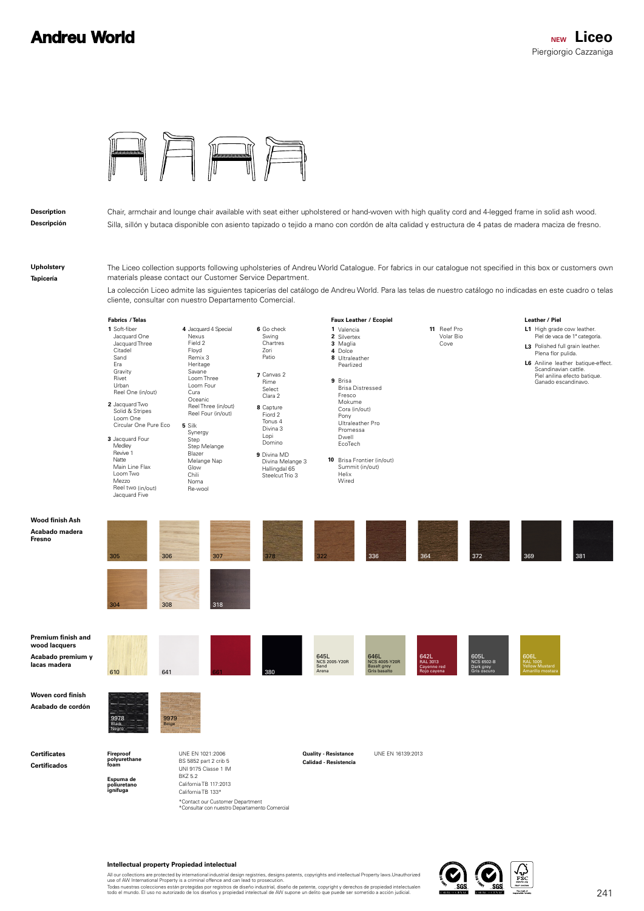# Andreu World

NEW **Liceo**
Piergiorgio Cazzaniga

**Description**
**Descripción**

Chair, armchair and lounge chair available with seat either upholstered or hand-woven with high quality cord and 4-legged frame in solid ash wood.
Silla, sillón y butaca disponible con asiento tapizado o tejido a mano con cordón de alta calidad y estructura de 4 patas de madera maciza de fresno.

**Upholstery**
**Tapicería**

The Liceo collection supports following upholsteries of Andreu World Catalogue. For fabrics in our catalogue not specified in this box or customers own materials please contact our Customer Service Department.

La colección Liceo admite las siguientes tapicerías del catálogo de Andreu World. Para las telas de nuestro catálogo no indicadas en este cuadro o telas cliente, consultar con nuestro Departamento Comercial.

**Fabrics / Telas**

**1** Soft-fiber, Jacquard One, Jacquard Three, Citadel, Sand, Era, Gravity, Rivet, Urban, Reel One (in/out)

**2** Jacquard Two, Solid & Stripes, Loom One, Circular One Pure Eco

**3** Jacquard Four, Medley, Revive 1, Natte, Main Line Flax, Loom Two, Mezzo, Reel two (in/out), Jacquard Five

**4** Jacquard 4 Special, Nexus, Field 2, Floyd, Remix 3, Heritage, Savane, Loom Three, Loom Four, Cura, Oceanic, Reel Three (in/out), Reel Four (in/out)

**5** Silk, Synergy, Step, Step Melange, Blazer, Melange Nap, Glow, Chili, Noma, Re-wool

**6** Go check, Swing, Chartres, Zori, Patio

**7** Canvas 2, Rime, Select, Clara 2

**8** Capture, Fiord 2, Tonus 4, Divina 3, Lopi, Domino

**9** Divina MD, Divina Melange 3, Hallingdal 65, Steelcut Trio 3

**Faux Leather / Ecopiel**

**1** Valencia
**2** Silvertex
**3** Maglia
**4** Dolce
**8** Ultraleather, Pearlized

**9** Brisa, Brisa Distressed, Fresco, Mokume, Cora (in/out), Pony, Ultraleather Pro, Promessa, Dwell, EcoTech

**10** Brisa Frontier (in/out), Summit (in/out), Helix, Wired

**11** Reef Pro, Volar Bio, Cove

**Leather / Piel**

**L1** High grade cow leather. Piel de vaca de 1ª categoría.
**L3** Polished full grain leather. Plena flor pulida.
**L6** Aniline leather batique-effect. Scandinavian cattle. Piel anilina efecto batique. Ganado escandinavo.

**Wood finish Ash**
**Acabado madera Fresno**

305, 306, 307, 378, 322, 336, 364, 372, 369, 381, 304, 308, 318

**Premium finish and wood lacquers**
**Acabado premium y lacas madera**

610, 641, 861, 380, 645L NCS 2005-Y20R Sand Arena, 646L NCS 4005-Y20R Basalt grey Gris basalto, 642L RAL 3013 Cayenne red Rojo cayena, 605L NCS 6502-B Dark grey Gris oscuro, 606L RAL 1005 Yellow Mustard Amarillo mostaza

**Woven cord finish**
**Acabado de cordón**

9978 Black Negro, 9979 Beige

**Certificates**
**Certificados**

**Fireproof polyurethane foam**
**Espuma de poliuretano ignífuga**

UNE EN 1021:2006
BS 5852 part 2 crib 5
UNI 9175 Classe 1 IM
BKZ 5.2
California TB 117:2013
California TB 133*

*Contact our Customer Department
*Consultar con nuestro Departamento Comercial

**Quality - Resistance**
**Calidad - Resistencia**

UNE EN 16139:2013

**Intellectual property Propiedad intelectual**

All our collections are protected by international industrial design registries, designs patents, copyrights and intellectual Property laws.Unauthorized use of AW International Property is a criminal offence and can lead to prosecution.
Todas nuestras colecciones están protegidas por registros de diseño industrial, diseño de patente, copyright y derechos de propiedad intelectualen todo el mundo. El uso no autorizado de los diseños y propiedad intelectual de AW supone un delito que puede ser sometido a acción judicial.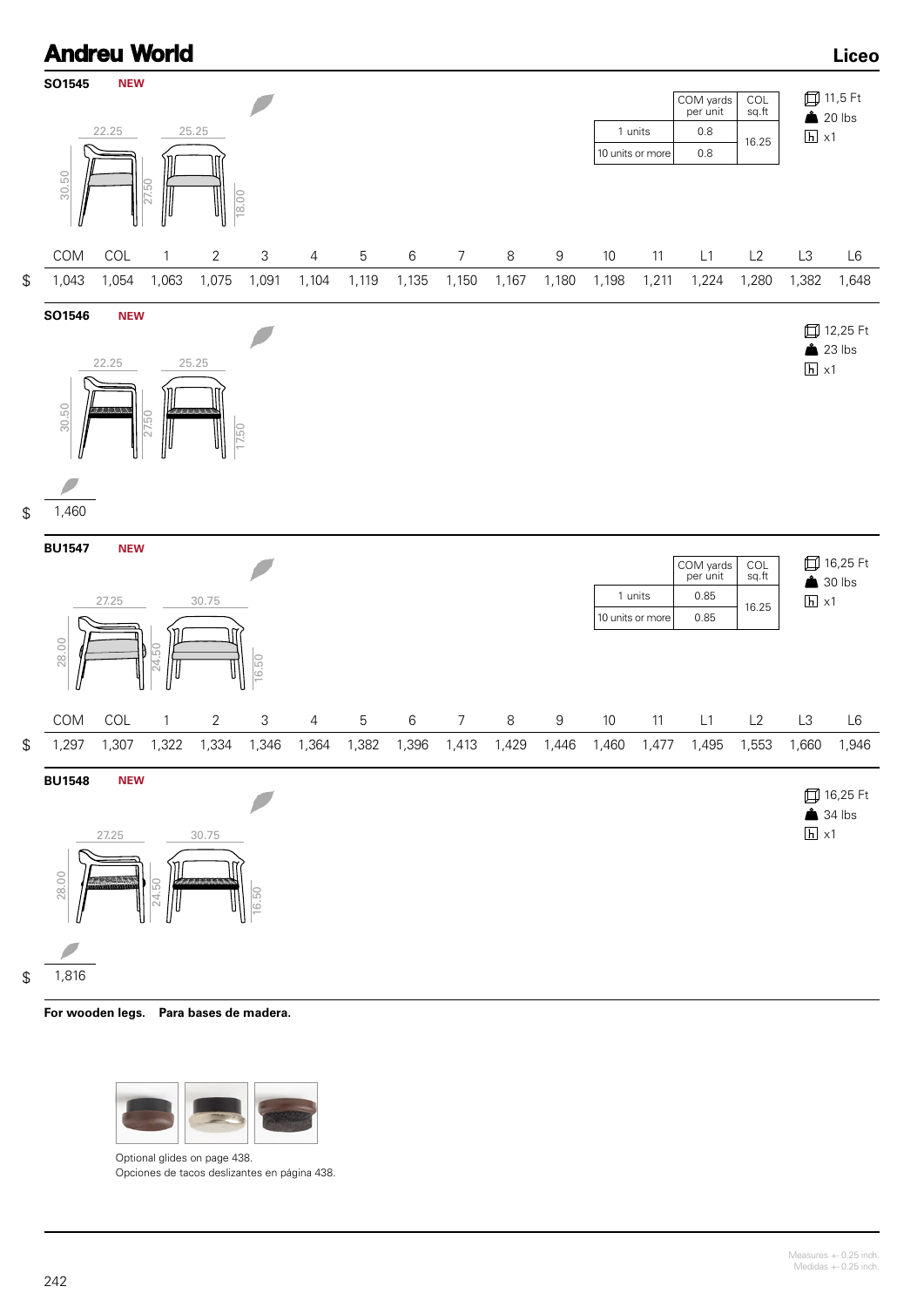# Andreu World

## Liceo

### SO1545 NEW

22.25 25.25
30.50 27.50 18.00

| | COM yards per unit | COL sq.ft |
|---|---|---|
| 1 units | 0.8 | 16.25 |
| 10 units or more | 0.8 | |

11,5 Ft
20 lbs
x1

| | COM | COL | 1 | 2 | 3 | 4 | 5 | 6 | 7 | 8 | 9 | 10 | 11 | L1 | L2 | L3 | L6 |
|---|---|---|---|---|---|---|---|---|---|---|---|---|---|---|---|---|---|
| $ | 1,043 | 1,054 | 1,063 | 1,075 | 1,091 | 1,104 | 1,119 | 1,135 | 1,150 | 1,167 | 1,180 | 1,198 | 1,211 | 1,224 | 1,280 | 1,382 | 1,648 |

### SO1546 NEW

22.25 25.25
30.50 27.50 17.50

12,25 Ft
23 lbs
x1

$ 1,460

### BU1547 NEW

27.25 30.75
28.00 24.50 16.50

| | COM yards per unit | COL sq.ft |
|---|---|---|
| 1 units | 0.85 | 16.25 |
| 10 units or more | 0.85 | |

16,25 Ft
30 lbs
x1

| | COM | COL | 1 | 2 | 3 | 4 | 5 | 6 | 7 | 8 | 9 | 10 | 11 | L1 | L2 | L3 | L6 |
|---|---|---|---|---|---|---|---|---|---|---|---|---|---|---|---|---|---|
| $ | 1,297 | 1,307 | 1,322 | 1,334 | 1,346 | 1,364 | 1,382 | 1,396 | 1,413 | 1,429 | 1,446 | 1,460 | 1,477 | 1,495 | 1,553 | 1,660 | 1,946 |

### BU1548 NEW

27.25 30.75
28.00 24.50 16.50

16,25 Ft
34 lbs
x1

$ 1,816

**For wooden legs. Para bases de madera.**

Optional glides on page 438.
Opciones de tacos deslizantes en página 438.

Measures +- 0.25 inch.
Medidas +- 0.25 inch.